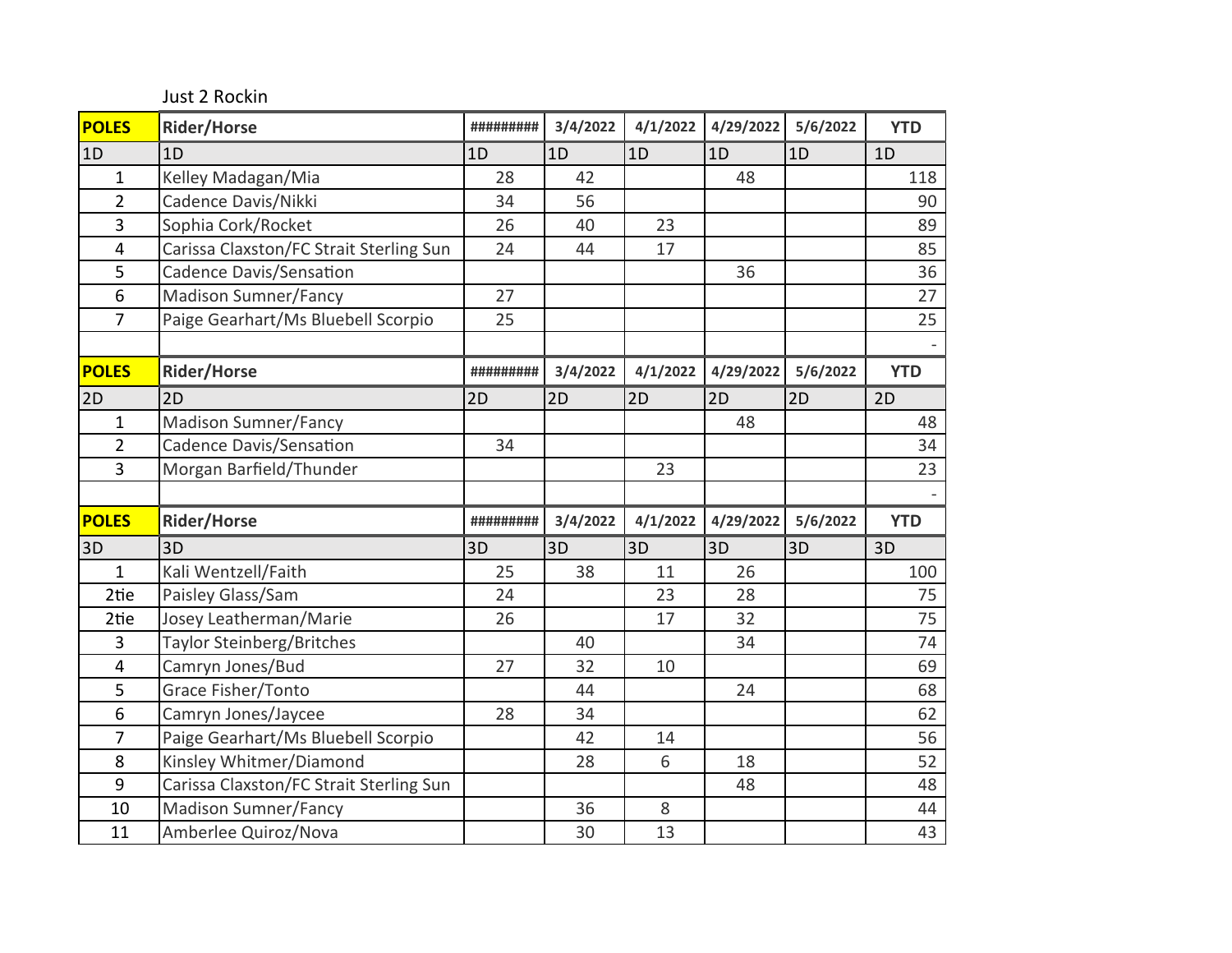Just 2 Rockin

| POLES | Rider/Horse | ######### | 3/4/2022 | 4/1/2022 | 4/29/2022 | 5/6/2022 | YTD |
|---|---|---|---|---|---|---|---|
| 1D | 1D | 1D | 1D | 1D | 1D | 1D | 1D |
| 1 | Kelley Madagan/Mia | 28 | 42 | | 48 | | 118 |
| 2 | Cadence Davis/Nikki | 34 | 56 | | | | 90 |
| 3 | Sophia Cork/Rocket | 26 | 40 | 23 | | | 89 |
| 4 | Carissa Claxston/FC Strait Sterling Sun | 24 | 44 | 17 | | | 85 |
| 5 | Cadence Davis/Sensation | | | | 36 | | 36 |
| 6 | Madison Sumner/Fancy | 27 | | | | | 27 |
| 7 | Paige Gearhart/Ms Bluebell Scorpio | 25 | | | | | 25 |
| | | | | | | | - |

| POLES | Rider/Horse | ######### | 3/4/2022 | 4/1/2022 | 4/29/2022 | 5/6/2022 | YTD |
|---|---|---|---|---|---|---|---|
| 2D | 2D | 2D | 2D | 2D | 2D | 2D | 2D |
| 1 | Madison Sumner/Fancy | | | | 48 | | 48 |
| 2 | Cadence Davis/Sensation | 34 | | | | | 34 |
| 3 | Morgan Barfield/Thunder | | | 23 | | | 23 |
| | | | | | | | - |

| POLES | Rider/Horse | ######### | 3/4/2022 | 4/1/2022 | 4/29/2022 | 5/6/2022 | YTD |
|---|---|---|---|---|---|---|---|
| 3D | 3D | 3D | 3D | 3D | 3D | 3D | 3D |
| 1 | Kali Wentzell/Faith | 25 | 38 | 11 | 26 | | 100 |
| 2tie | Paisley Glass/Sam | 24 | | 23 | 28 | | 75 |
| 2tie | Josey Leatherman/Marie | 26 | | 17 | 32 | | 75 |
| 3 | Taylor Steinberg/Britches | | 40 | | 34 | | 74 |
| 4 | Camryn Jones/Bud | 27 | 32 | 10 | | | 69 |
| 5 | Grace Fisher/Tonto | | 44 | | 24 | | 68 |
| 6 | Camryn Jones/Jaycee | 28 | 34 | | | | 62 |
| 7 | Paige Gearhart/Ms Bluebell Scorpio | | 42 | 14 | | | 56 |
| 8 | Kinsley Whitmer/Diamond | | 28 | 6 | 18 | | 52 |
| 9 | Carissa Claxston/FC Strait Sterling Sun | | | | 48 | | 48 |
| 10 | Madison Sumner/Fancy | | 36 | 8 | | | 44 |
| 11 | Amberlee Quiroz/Nova | | 30 | 13 | | | 43 |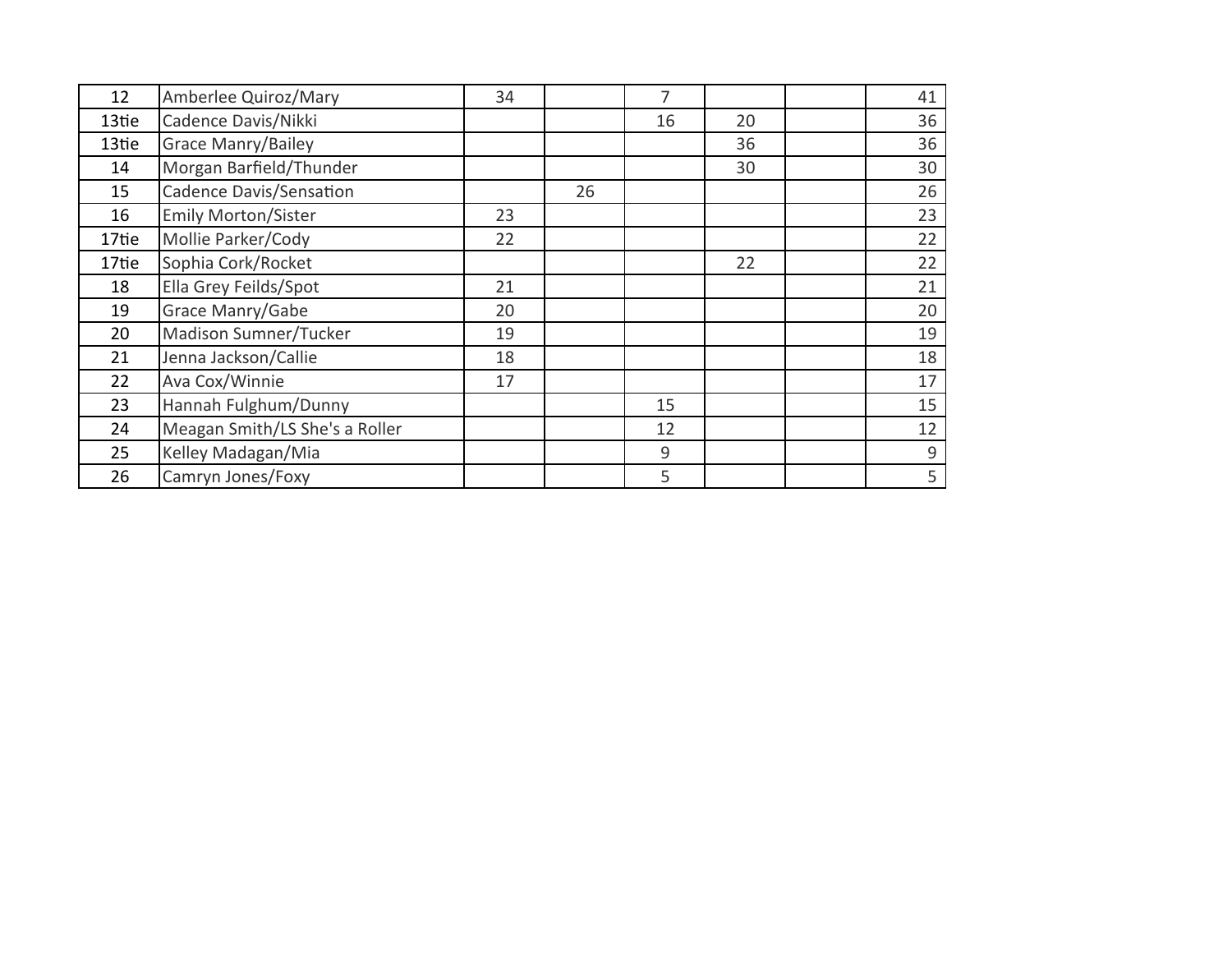| | | | | | | | |
|---|---|---|---|---|---|---|---|
| 12 | Amberlee Quiroz/Mary | 34 | | 7 | | | 41 |
| 13tie | Cadence Davis/Nikki | | | 16 | 20 | | 36 |
| 13tie | Grace Manry/Bailey | | | | 36 | | 36 |
| 14 | Morgan Barfield/Thunder | | | | 30 | | 30 |
| 15 | Cadence Davis/Sensation | | 26 | | | | 26 |
| 16 | Emily Morton/Sister | 23 | | | | | 23 |
| 17tie | Mollie Parker/Cody | 22 | | | | | 22 |
| 17tie | Sophia Cork/Rocket | | | | 22 | | 22 |
| 18 | Ella Grey Feilds/Spot | 21 | | | | | 21 |
| 19 | Grace Manry/Gabe | 20 | | | | | 20 |
| 20 | Madison Sumner/Tucker | 19 | | | | | 19 |
| 21 | Jenna Jackson/Callie | 18 | | | | | 18 |
| 22 | Ava Cox/Winnie | 17 | | | | | 17 |
| 23 | Hannah Fulghum/Dunny | | | 15 | | | 15 |
| 24 | Meagan Smith/LS She's a Roller | | | 12 | | | 12 |
| 25 | Kelley Madagan/Mia | | | 9 | | | 9 |
| 26 | Camryn Jones/Foxy | | | 5 | | | 5 |